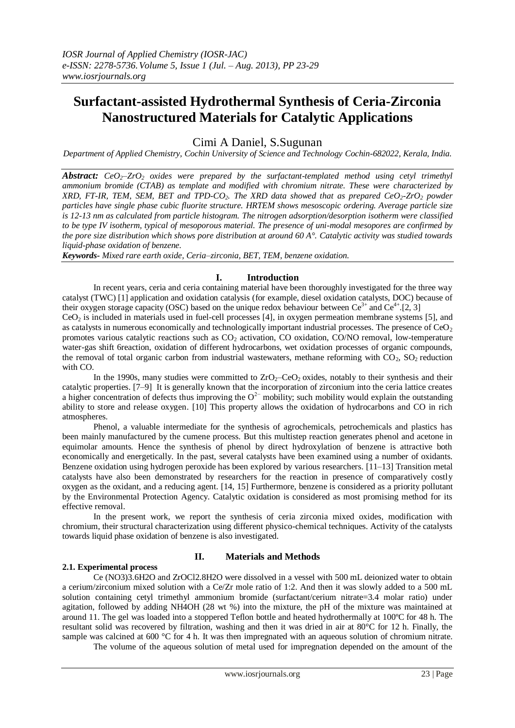# Surfactant-assisted Hydrothermal Synthesis of Ceria-Zirconia Nanostructured Materials for Catalytic Applications

Cimi A Daniel, S.Sugunan

*Department of Applied Chemistry, Cochin University of Science and Technology Cochin-682022, Kerala, India.*

***Abstract:*** *$CeO_2$–$ZrO_2$ oxides were prepared by the surfactant-templated method using cetyl trimethyl ammonium bromide (CTAB) as template and modified with chromium nitrate. These were characterized by XRD, FT-IR, TEM, SEM, BET and TPD-$CO_2$. The XRD data showed that as prepared $CeO_2$-$ZrO_2$ powder particles have single phase cubic fluorite structure. HRTEM shows mesoscopic ordering. Average particle size is 12-13 nm as calculated from particle histogram. The nitrogen adsorption/desorption isotherm were classified to be type IV isotherm, typical of mesoporous material. The presence of uni-modal mesopores are confirmed by the pore size distribution which shows pore distribution at around 60 A°. Catalytic activity was studied towards liquid-phase oxidation of benzene.*

***Keywords-*** *Mixed rare earth oxide, Ceria–zirconia, BET, TEM, benzene oxidation.*

## I. Introduction

In recent years, ceria and ceria containing material have been thoroughly investigated for the three way catalyst (TWC) [1] application and oxidation catalysis (for example, diesel oxidation catalysts, DOC) because of their oxygen storage capacity (OSC) based on the unique redox behaviour between $Ce^{3+}$ and $Ce^{4+}$.[2, 3]

$CeO_2$ is included in materials used in fuel-cell processes [4], in oxygen permeation membrane systems [5], and as catalysts in numerous economically and technologically important industrial processes. The presence of $CeO_2$ promotes various catalytic reactions such as $CO_2$ activation, CO oxidation, CO/NO removal, low-temperature water-gas shift 6reaction, oxidation of different hydrocarbons, wet oxidation processes of organic compounds, the removal of total organic carbon from industrial wastewaters, methane reforming with $CO_2$, $SO_2$ reduction with CO.

In the 1990s, many studies were committed to $ZrO_2$–$CeO_2$ oxides, notably to their synthesis and their catalytic properties. [7–9] It is generally known that the incorporation of zirconium into the ceria lattice creates a higher concentration of defects thus improving the $O^{2-}$ mobility; such mobility would explain the outstanding ability to store and release oxygen. [10] This property allows the oxidation of hydrocarbons and CO in rich atmospheres.

Phenol, a valuable intermediate for the synthesis of agrochemicals, petrochemicals and plastics has been mainly manufactured by the cumene process. But this multistep reaction generates phenol and acetone in equimolar amounts. Hence the synthesis of phenol by direct hydroxylation of benzene is attractive both economically and energetically. In the past, several catalysts have been examined using a number of oxidants. Benzene oxidation using hydrogen peroxide has been explored by various researchers. [11–13] Transition metal catalysts have also been demonstrated by researchers for the reaction in presence of comparatively costly oxygen as the oxidant, and a reducing agent. [14, 15] Furthermore, benzene is considered as a priority pollutant by the Environmental Protection Agency. Catalytic oxidation is considered as most promising method for its effective removal.

In the present work, we report the synthesis of ceria zirconia mixed oxides, modification with chromium, their structural characterization using different physico-chemical techniques. Activity of the catalysts towards liquid phase oxidation of benzene is also investigated.

## II. Materials and Methods

### 2.1. Experimental process

Ce $(NO_3)_3.6H_2O$ and $ZrOCl_2.8H_2O$ were dissolved in a vessel with 500 mL deionized water to obtain a cerium/zirconium mixed solution with a Ce/Zr mole ratio of 1:2. And then it was slowly added to a 500 mL solution containing cetyl trimethyl ammonium bromide (surfactant/cerium nitrate=3.4 molar ratio) under agitation, followed by adding $NH_4OH$ (28 wt %) into the mixture, the pH of the mixture was maintained at around 11. The gel was loaded into a stoppered Teflon bottle and heated hydrothermally at 100ºC for 48 h. The resultant solid was recovered by filtration, washing and then it was dried in air at 80°C for 12 h. Finally, the sample was calcined at 600 °C for 4 h. It was then impregnated with an aqueous solution of chromium nitrate.

The volume of the aqueous solution of metal used for impregnation depended on the amount of the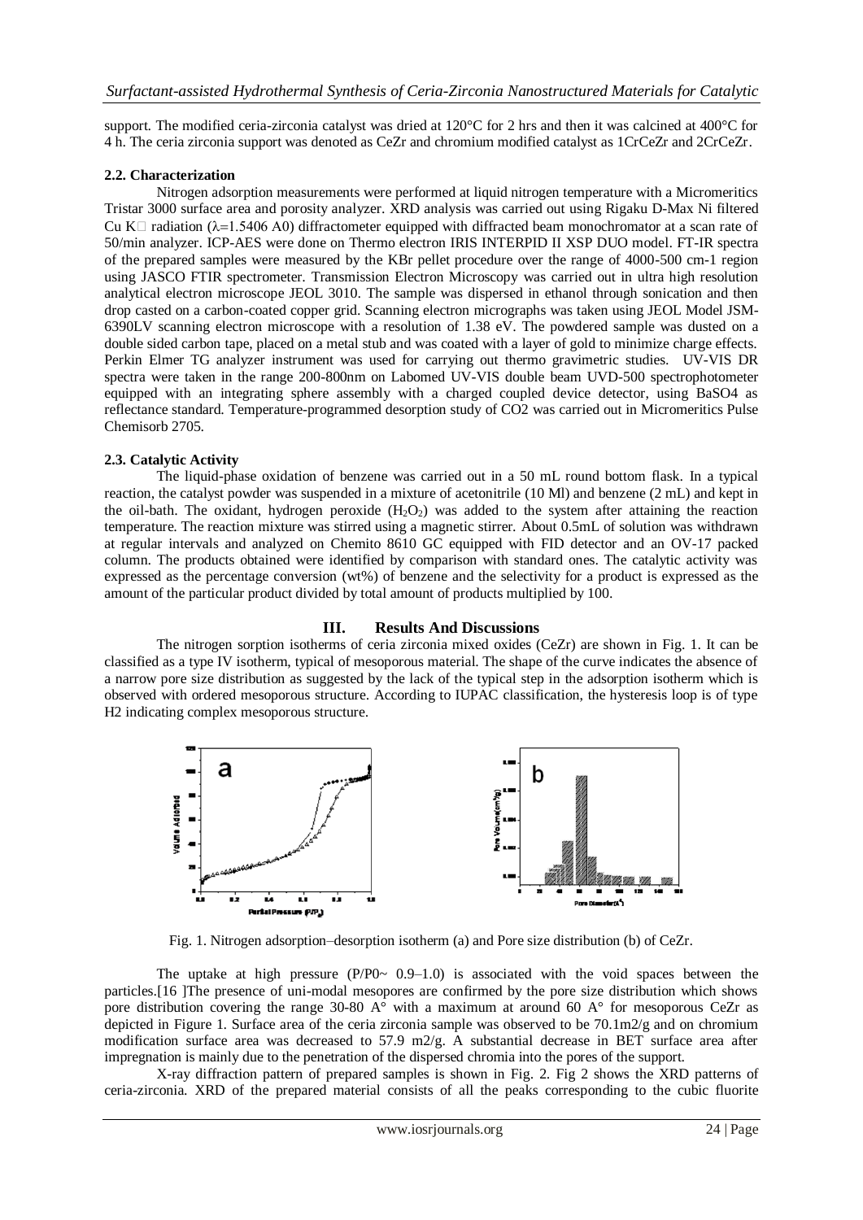support. The modified ceria-zirconia catalyst was dried at 120°C for 2 hrs and then it was calcined at 400°C for 4 h. The ceria zirconia support was denoted as CeZr and chromium modified catalyst as 1CrCeZr and 2CrCeZr.

### 2.2. Characterization

Nitrogen adsorption measurements were performed at liquid nitrogen temperature with a Micromeritics Tristar 3000 surface area and porosity analyzer. XRD analysis was carried out using Rigaku D-Max Ni filtered Cu K□ radiation (λ=1.5406 A0) diffractometer equipped with diffracted beam monochromator at a scan rate of 50/min analyzer. ICP-AES were done on Thermo electron IRIS INTERPID II XSP DUO model. FT-IR spectra of the prepared samples were measured by the KBr pellet procedure over the range of 4000-500 cm-1 region using JASCO FTIR spectrometer. Transmission Electron Microscopy was carried out in ultra high resolution analytical electron microscope JEOL 3010. The sample was dispersed in ethanol through sonication and then drop casted on a carbon-coated copper grid. Scanning electron micrographs was taken using JEOL Model JSM-6390LV scanning electron microscope with a resolution of 1.38 eV. The powdered sample was dusted on a double sided carbon tape, placed on a metal stub and was coated with a layer of gold to minimize charge effects. Perkin Elmer TG analyzer instrument was used for carrying out thermo gravimetric studies. UV-VIS DR spectra were taken in the range 200-800nm on Labomed UV-VIS double beam UVD-500 spectrophotometer equipped with an integrating sphere assembly with a charged coupled device detector, using BaSO4 as reflectance standard. Temperature-programmed desorption study of CO2 was carried out in Micromeritics Pulse Chemisorb 2705.

### 2.3. Catalytic Activity

The liquid-phase oxidation of benzene was carried out in a 50 mL round bottom flask. In a typical reaction, the catalyst powder was suspended in a mixture of acetonitrile (10 Ml) and benzene (2 mL) and kept in the oil-bath. The oxidant, hydrogen peroxide ($H_2O_2$) was added to the system after attaining the reaction temperature. The reaction mixture was stirred using a magnetic stirrer. About 0.5mL of solution was withdrawn at regular intervals and analyzed on Chemito 8610 GC equipped with FID detector and an OV-17 packed column. The products obtained were identified by comparison with standard ones. The catalytic activity was expressed as the percentage conversion (wt%) of benzene and the selectivity for a product is expressed as the amount of the particular product divided by total amount of products multiplied by 100.

## III. Results And Discussions

The nitrogen sorption isotherms of ceria zirconia mixed oxides (CeZr) are shown in Fig. 1. It can be classified as a type IV isotherm, typical of mesoporous material. The shape of the curve indicates the absence of a narrow pore size distribution as suggested by the lack of the typical step in the adsorption isotherm which is observed with ordered mesoporous structure. According to IUPAC classification, the hysteresis loop is of type H2 indicating complex mesoporous structure.

Fig. 1. Nitrogen adsorption–desorption isotherm (a) and Pore size distribution (b) of CeZr.

The uptake at high pressure (P/P0~ 0.9–1.0) is associated with the void spaces between the particles.[16 ]The presence of uni-modal mesopores are confirmed by the pore size distribution which shows pore distribution covering the range 30-80 A° with a maximum at around 60 A° for mesoporous CeZr as depicted in Figure 1. Surface area of the ceria zirconia sample was observed to be 70.1m2/g and on chromium modification surface area was decreased to 57.9 m2/g. A substantial decrease in BET surface area after impregnation is mainly due to the penetration of the dispersed chromia into the pores of the support.

X-ray diffraction pattern of prepared samples is shown in Fig. 2. Fig 2 shows the XRD patterns of ceria-zirconia. XRD of the prepared material consists of all the peaks corresponding to the cubic fluorite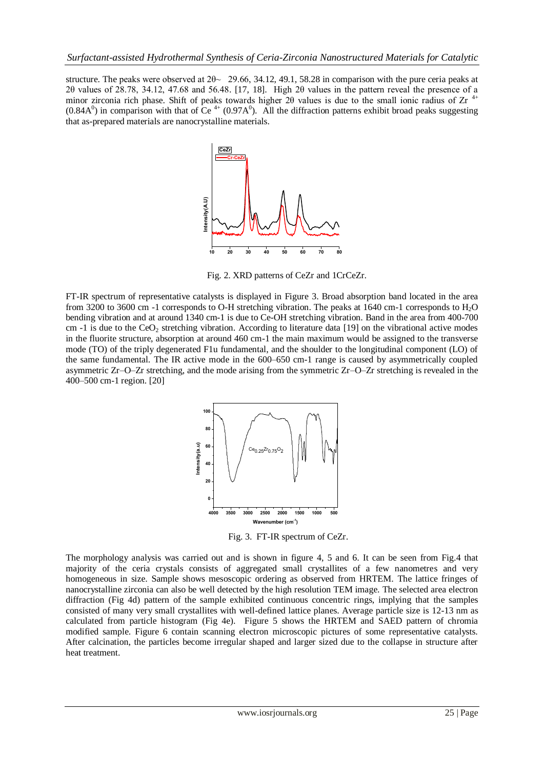structure. The peaks were observed at 2θ~ 29.66, 34.12, 49.1, 58.28 in comparison with the pure ceria peaks at 2θ values of 28.78, 34.12, 47.68 and 56.48. [17, 18]. High 2θ values in the pattern reveal the presence of a minor zirconia rich phase. Shift of peaks towards higher 2θ values is due to the small ionic radius of $Zr^{4+}$ ($0.84A^0$) in comparison with that of $Ce^{4+}$ ($0.97A^0$). All the diffraction patterns exhibit broad peaks suggesting that as-prepared materials are nanocrystalline materials.

Fig. 2. XRD patterns of CeZr and 1CrCeZr.

FT-IR spectrum of representative catalysts is displayed in Figure 3. Broad absorption band located in the area from 3200 to 3600 cm -1 corresponds to O-H stretching vibration. The peaks at 1640 cm-1 corresponds to $H_2O$ bending vibration and at around 1340 cm-1 is due to Ce-OH stretching vibration. Band in the area from 400-700 cm -1 is due to the $CeO_2$ stretching vibration. According to literature data [19] on the vibrational active modes in the fluorite structure, absorption at around 460 cm-1 the main maximum would be assigned to the transverse mode (TO) of the triply degenerated F1u fundamental, and the shoulder to the longitudinal component (LO) of the same fundamental. The IR active mode in the 600–650 cm-1 range is caused by asymmetrically coupled asymmetric Zr–O–Zr stretching, and the mode arising from the symmetric Zr–O–Zr stretching is revealed in the 400–500 cm-1 region. [20]

Fig. 3. FT-IR spectrum of CeZr.

The morphology analysis was carried out and is shown in figure 4, 5 and 6. It can be seen from Fig.4 that majority of the ceria crystals consists of aggregated small crystallites of a few nanometres and very homogeneous in size. Sample shows mesoscopic ordering as observed from HRTEM. The lattice fringes of nanocrystalline zirconia can also be well detected by the high resolution TEM image. The selected area electron diffraction (Fig 4d) pattern of the sample exhibited continuous concentric rings, implying that the samples consisted of many very small crystallites with well-defined lattice planes. Average particle size is 12-13 nm as calculated from particle histogram (Fig 4e). Figure 5 shows the HRTEM and SAED pattern of chromia modified sample. Figure 6 contain scanning electron microscopic pictures of some representative catalysts. After calcination, the particles become irregular shaped and larger sized due to the collapse in structure after heat treatment.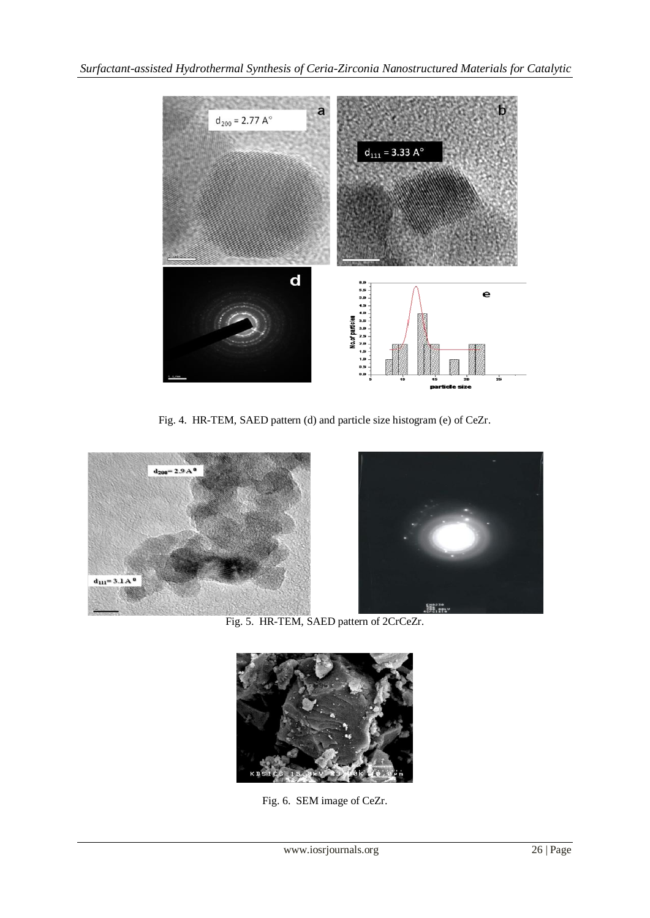Fig. 4. HR-TEM, SAED pattern (d) and particle size histogram (e) of CeZr.

Fig. 5. HR-TEM, SAED pattern of 2CrCeZr.

Fig. 6. SEM image of CeZr.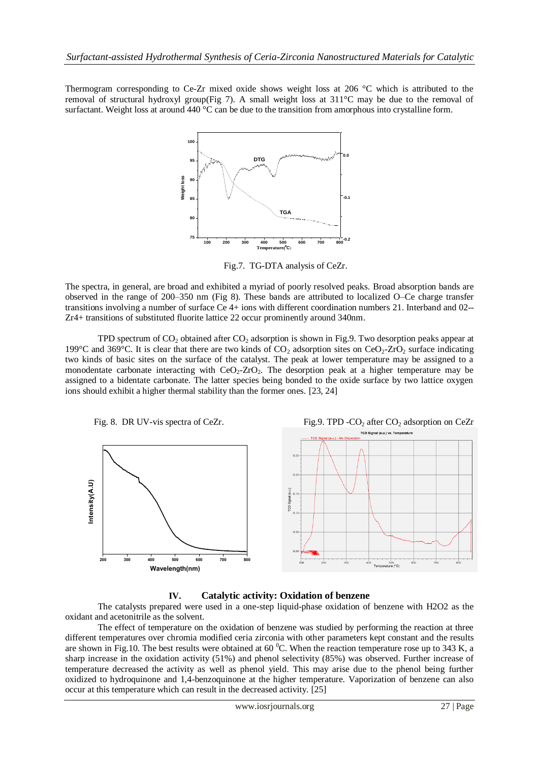Thermogram corresponding to Ce-Zr mixed oxide shows weight loss at 206 °C which is attributed to the removal of structural hydroxyl group(Fig 7). A small weight loss at 311°C may be due to the removal of surfactant. Weight loss at around 440 °C can be due to the transition from amorphous into crystalline form.

Fig.7. TG-DTA analysis of CeZr.

The spectra, in general, are broad and exhibited a myriad of poorly resolved peaks. Broad absorption bands are observed in the range of 200–350 nm (Fig 8). These bands are attributed to localized O–Ce charge transfer transitions involving a number of surface Ce 4+ ions with different coordination numbers 21. Interband and 02--Zr4+ transitions of substituted fluorite lattice 22 occur prominently around 340nm.

TPD spectrum of $CO_2$ obtained after $CO_2$ adsorption is shown in Fig.9. Two desorption peaks appear at 199°C and 369°C. It is clear that there are two kinds of $CO_2$ adsorption sites on $CeO_2$-$ZrO_2$ surface indicating two kinds of basic sites on the surface of the catalyst. The peak at lower temperature may be assigned to a monodentate carbonate interacting with $CeO_2$-$ZrO_2$. The desorption peak at a higher temperature may be assigned to a bidentate carbonate. The latter species being bonded to the oxide surface by two lattice oxygen ions should exhibit a higher thermal stability than the former ones. [23, 24]

Fig. 8. DR UV-vis spectra of CeZr.

Fig.9. TPD -$CO_2$ after $CO_2$ adsorption on CeZr

## IV. Catalytic activity: Oxidation of benzene

The catalysts prepared were used in a one-step liquid-phase oxidation of benzene with H2O2 as the oxidant and acetonitrile as the solvent.

The effect of temperature on the oxidation of benzene was studied by performing the reaction at three different temperatures over chromia modified ceria zirconia with other parameters kept constant and the results are shown in Fig.10. The best results were obtained at 60 $^0$C. When the reaction temperature rose up to 343 K, a sharp increase in the oxidation activity (51%) and phenol selectivity (85%) was observed. Further increase of temperature decreased the activity as well as phenol yield. This may arise due to the phenol being further oxidized to hydroquinone and 1,4-benzoquinone at the higher temperature. Vaporization of benzene can also occur at this temperature which can result in the decreased activity. [25]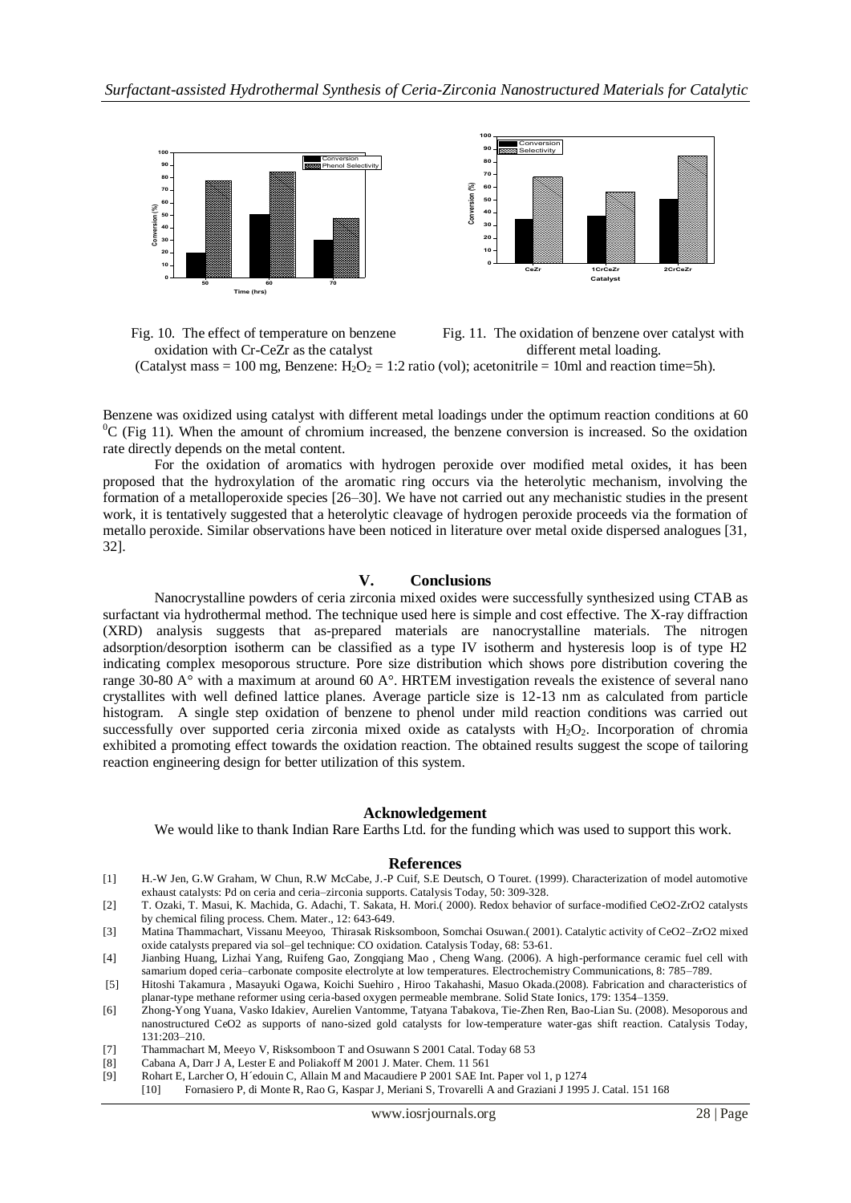Fig. 10. The effect of temperature on benzene oxidation with Cr-CeZr as the catalyst

Fig. 11. The oxidation of benzene over catalyst with different metal loading.

(Catalyst mass = 100 mg, Benzene: $H_2O_2$ = 1:2 ratio (vol); acetonitrile = 10ml and reaction time=5h).

Benzene was oxidized using catalyst with different metal loadings under the optimum reaction conditions at 60 $^0$C (Fig 11). When the amount of chromium increased, the benzene conversion is increased. So the oxidation rate directly depends on the metal content.

For the oxidation of aromatics with hydrogen peroxide over modified metal oxides, it has been proposed that the hydroxylation of the aromatic ring occurs via the heterolytic mechanism, involving the formation of a metalloperoxide species [26–30]. We have not carried out any mechanistic studies in the present work, it is tentatively suggested that a heterolytic cleavage of hydrogen peroxide proceeds via the formation of metallo peroxide. Similar observations have been noticed in literature over metal oxide dispersed analogues [31, 32].

## V. Conclusions

Nanocrystalline powders of ceria zirconia mixed oxides were successfully synthesized using CTAB as surfactant via hydrothermal method. The technique used here is simple and cost effective. The X-ray diffraction (XRD) analysis suggests that as-prepared materials are nanocrystalline materials. The nitrogen adsorption/desorption isotherm can be classified as a type IV isotherm and hysteresis loop is of type H2 indicating complex mesoporous structure. Pore size distribution which shows pore distribution covering the range 30-80 A° with a maximum at around 60 A°. HRTEM investigation reveals the existence of several nano crystallites with well defined lattice planes. Average particle size is 12-13 nm as calculated from particle histogram. A single step oxidation of benzene to phenol under mild reaction conditions was carried out successfully over supported ceria zirconia mixed oxide as catalysts with $H_2O_2$. Incorporation of chromia exhibited a promoting effect towards the oxidation reaction. The obtained results suggest the scope of tailoring reaction engineering design for better utilization of this system.

## Acknowledgement

We would like to thank Indian Rare Earths Ltd. for the funding which was used to support this work.

## References

[1] H.-W Jen, G.W Graham, W Chun, R.W McCabe, J.-P Cuif, S.E Deutsch, O Touret. (1999). Characterization of model automotive exhaust catalysts: Pd on ceria and ceria–zirconia supports. Catalysis Today, 50: 309-328.

[2] T. Ozaki, T. Masui, K. Machida, G. Adachi, T. Sakata, H. Mori.( 2000). Redox behavior of surface-modified CeO2-ZrO2 catalysts by chemical filing process. Chem. Mater., 12: 643-649.

[3] Matina Thammachart, Vissanu Meeyoo, Thirasak Risksomboon, Somchai Osuwan.( 2001). Catalytic activity of CeO2–ZrO2 mixed oxide catalysts prepared via sol–gel technique: CO oxidation. Catalysis Today, 68: 53-61.

[4] Jianbing Huang, Lizhai Yang, Ruifeng Gao, Zongqiang Mao , Cheng Wang. (2006). A high-performance ceramic fuel cell with samarium doped ceria–carbonate composite electrolyte at low temperatures. Electrochemistry Communications, 8: 785–789.

[5] Hitoshi Takamura , Masayuki Ogawa, Koichi Suehiro , Hiroo Takahashi, Masuo Okada.(2008). Fabrication and characteristics of planar-type methane reformer using ceria-based oxygen permeable membrane. Solid State Ionics, 179: 1354–1359.

[6] Zhong-Yong Yuana, Vasko Idakiev, Aurelien Vantomme, Tatyana Tabakova, Tie-Zhen Ren, Bao-Lian Su. (2008). Mesoporous and nanostructured CeO2 as supports of nano-sized gold catalysts for low-temperature water-gas shift reaction. Catalysis Today, 131:203–210.

[7] Thammachart M, Meeyo V, Risksomboon T and Osuwann S 2001 Catal. Today 68 53

[8] Cabana A, Darr J A, Lester E and Poliakoff M 2001 J. Mater. Chem. 11 561

[9] Rohart E, Larcher O, H´edouin C, Allain M and Macaudiere P 2001 SAE Int. Paper vol 1, p 1274

[10] Fornasiero P, di Monte R, Rao G, Kaspar J, Meriani S, Trovarelli A and Graziani J 1995 J. Catal. 151 168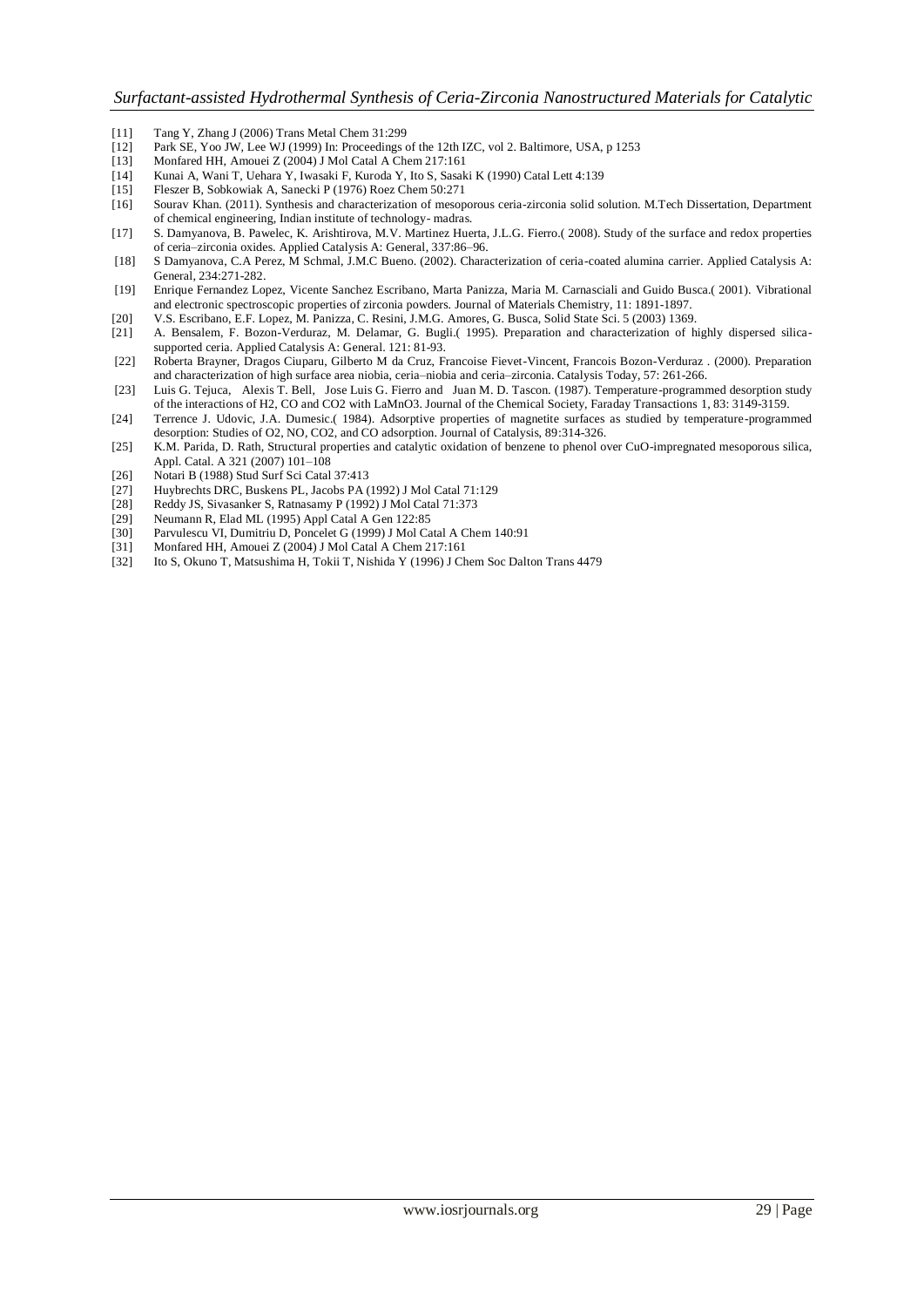[11] Tang Y, Zhang J (2006) Trans Metal Chem 31:299

[12] Park SE, Yoo JW, Lee WJ (1999) In: Proceedings of the 12th IZC, vol 2. Baltimore, USA, p 1253

[13] Monfared HH, Amouei Z (2004) J Mol Catal A Chem 217:161

[14] Kunai A, Wani T, Uehara Y, Iwasaki F, Kuroda Y, Ito S, Sasaki K (1990) Catal Lett 4:139

[15] Fleszer B, Sobkowiak A, Sanecki P (1976) Roez Chem 50:271

[16] Sourav Khan. (2011). Synthesis and characterization of mesoporous ceria-zirconia solid solution. M.Tech Dissertation, Department of chemical engineering, Indian institute of technology- madras.

[17] S. Damyanova, B. Pawelec, K. Arishtirova, M.V. Martinez Huerta, J.L.G. Fierro.( 2008). Study of the surface and redox properties of ceria–zirconia oxides. Applied Catalysis A: General, 337:86–96.

[18] S Damyanova, C.A Perez, M Schmal, J.M.C Bueno. (2002). Characterization of ceria-coated alumina carrier. Applied Catalysis A: General, 234:271-282.

[19] Enrique Fernandez Lopez, Vicente Sanchez Escribano, Marta Panizza, Maria M. Carnasciali and Guido Busca.( 2001). Vibrational and electronic spectroscopic properties of zirconia powders. Journal of Materials Chemistry, 11: 1891-1897.

[20] V.S. Escribano, E.F. Lopez, M. Panizza, C. Resini, J.M.G. Amores, G. Busca, Solid State Sci. 5 (2003) 1369.

[21] A. Bensalem, F. Bozon-Verduraz, M. Delamar, G. Bugli.( 1995). Preparation and characterization of highly dispersed silica-supported ceria. Applied Catalysis A: General. 121: 81-93.

[22] Roberta Brayner, Dragos Ciuparu, Gilberto M da Cruz, Francoise Fievet-Vincent, Francois Bozon-Verduraz . (2000). Preparation and characterization of high surface area niobia, ceria–niobia and ceria–zirconia. Catalysis Today, 57: 261-266.

[23] Luis G. Tejuca, Alexis T. Bell, Jose Luis G. Fierro and Juan M. D. Tascon. (1987). Temperature-programmed desorption study of the interactions of H2, CO and CO2 with LaMnO3. Journal of the Chemical Society, Faraday Transactions 1, 83: 3149-3159.

[24] Terrence J. Udovic, J.A. Dumesic.( 1984). Adsorptive properties of magnetite surfaces as studied by temperature-programmed desorption: Studies of O2, NO, CO2, and CO adsorption. Journal of Catalysis, 89:314-326.

[25] K.M. Parida, D. Rath, Structural properties and catalytic oxidation of benzene to phenol over CuO-impregnated mesoporous silica, Appl. Catal. A 321 (2007) 101–108

[26] Notari B (1988) Stud Surf Sci Catal 37:413

[27] Huybrechts DRC, Buskens PL, Jacobs PA (1992) J Mol Catal 71:129

[28] Reddy JS, Sivasanker S, Ratnasamy P (1992) J Mol Catal 71:373

[29] Neumann R, Elad ML (1995) Appl Catal A Gen 122:85

[30] Parvulescu VI, Dumitriu D, Poncelet G (1999) J Mol Catal A Chem 140:91

[31] Monfared HH, Amouei Z (2004) J Mol Catal A Chem 217:161

[32] Ito S, Okuno T, Matsushima H, Tokii T, Nishida Y (1996) J Chem Soc Dalton Trans 4479